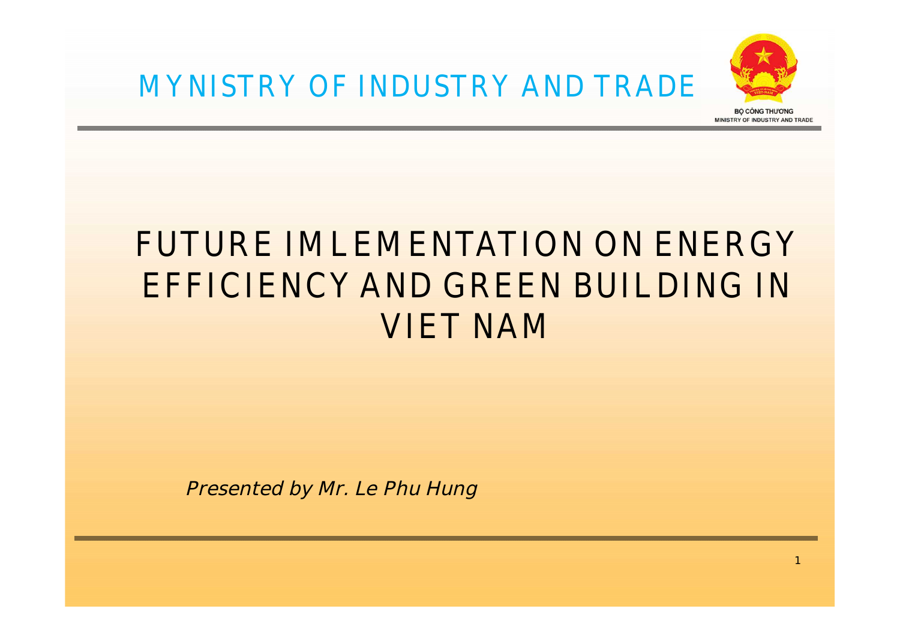MYNISTRY OF INDUSTRY AND TRADE

BỘ CÔNG THƯƠNG
MINISTRY OF INDUSTRY AND TRADE

# FUTURE IMLEMENTATION ON ENERGY EFFICIENCY AND GREEN BUILDING IN VIET NAM

*Presented by Mr. Le Phu Hung*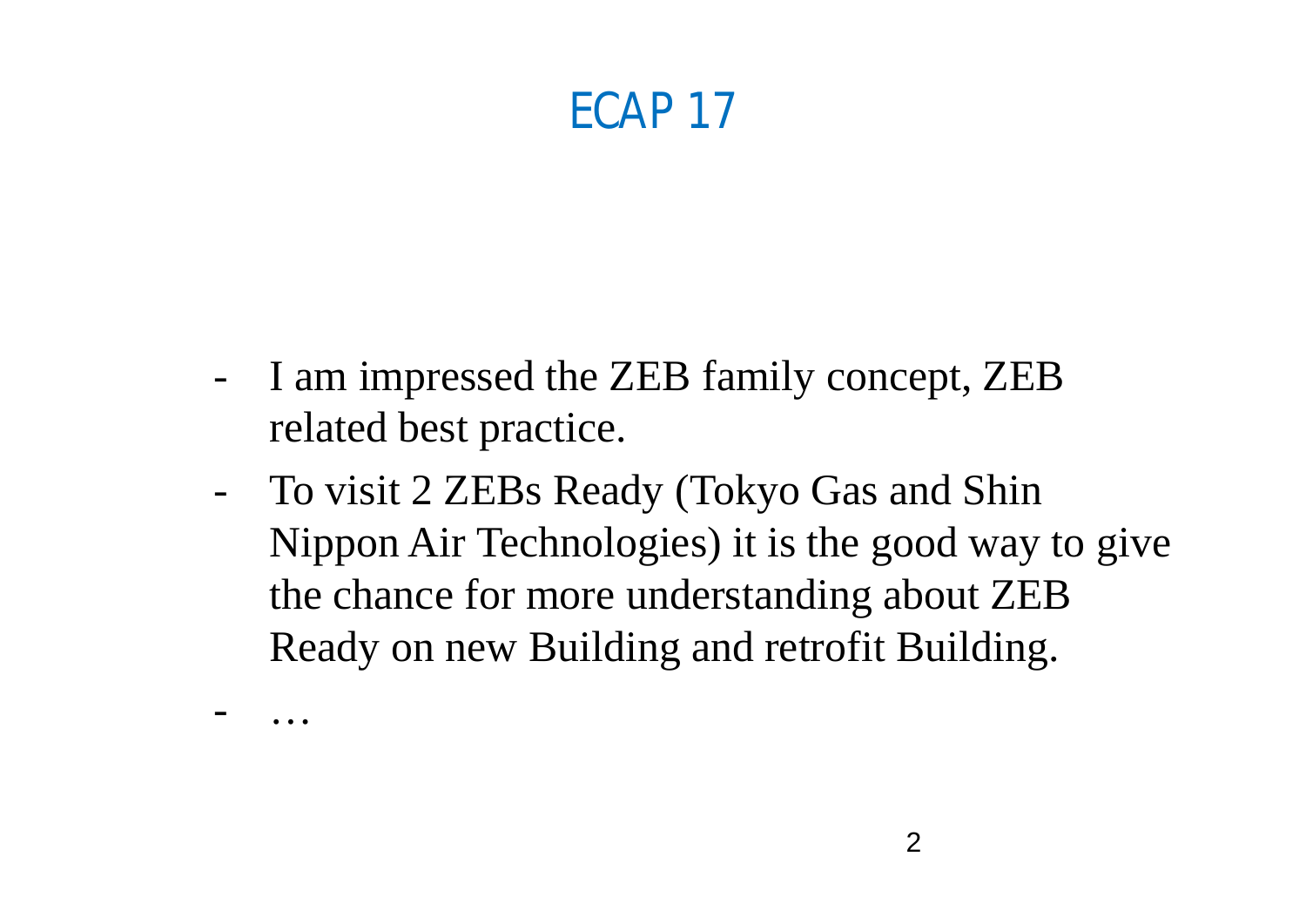# ECAP 17

- I am impressed the ZEB family concept, ZEB related best practice.
- To visit 2 ZEBs Ready (Tokyo Gas and Shin Nippon Air Technologies) it is the good way to give the chance for more understanding about ZEB Ready on new Building and retrofit Building.
- …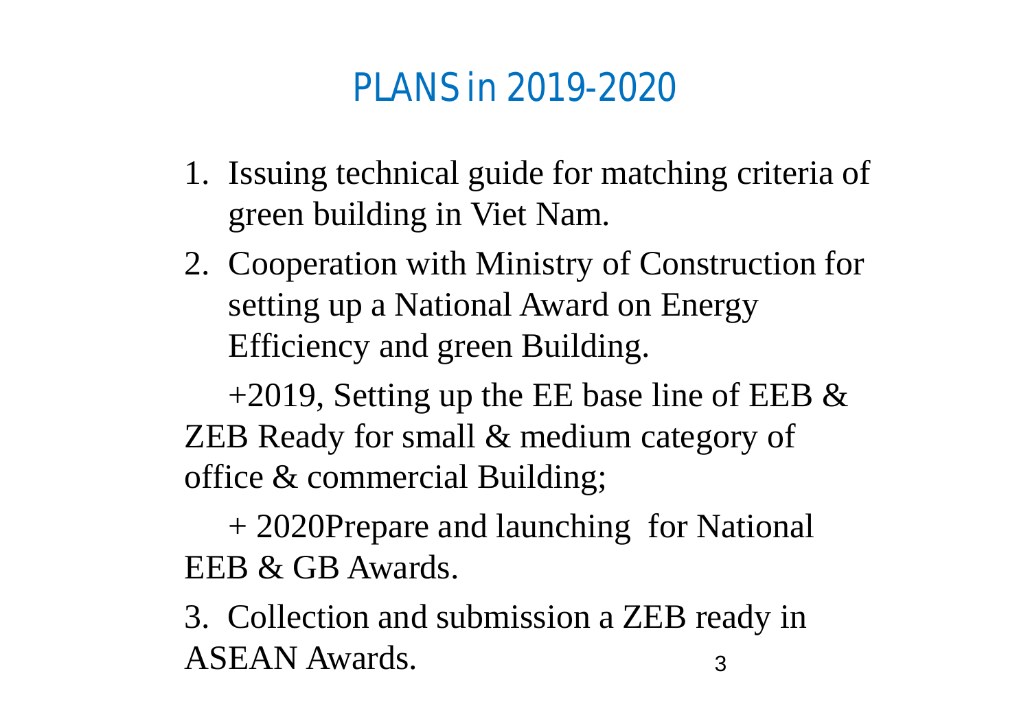# PLANS in 2019-2020

1. Issuing technical guide for matching criteria of green building in Viet Nam.
2. Cooperation with Ministry of Construction for setting up a National Award on Energy Efficiency and green Building.

    +2019, Setting up the EE base line of EEB & ZEB Ready for small & medium category of office & commercial Building;

    + 2020Prepare and launching  for National EEB & GB Awards.

3. Collection and submission a ZEB ready in ASEAN Awards.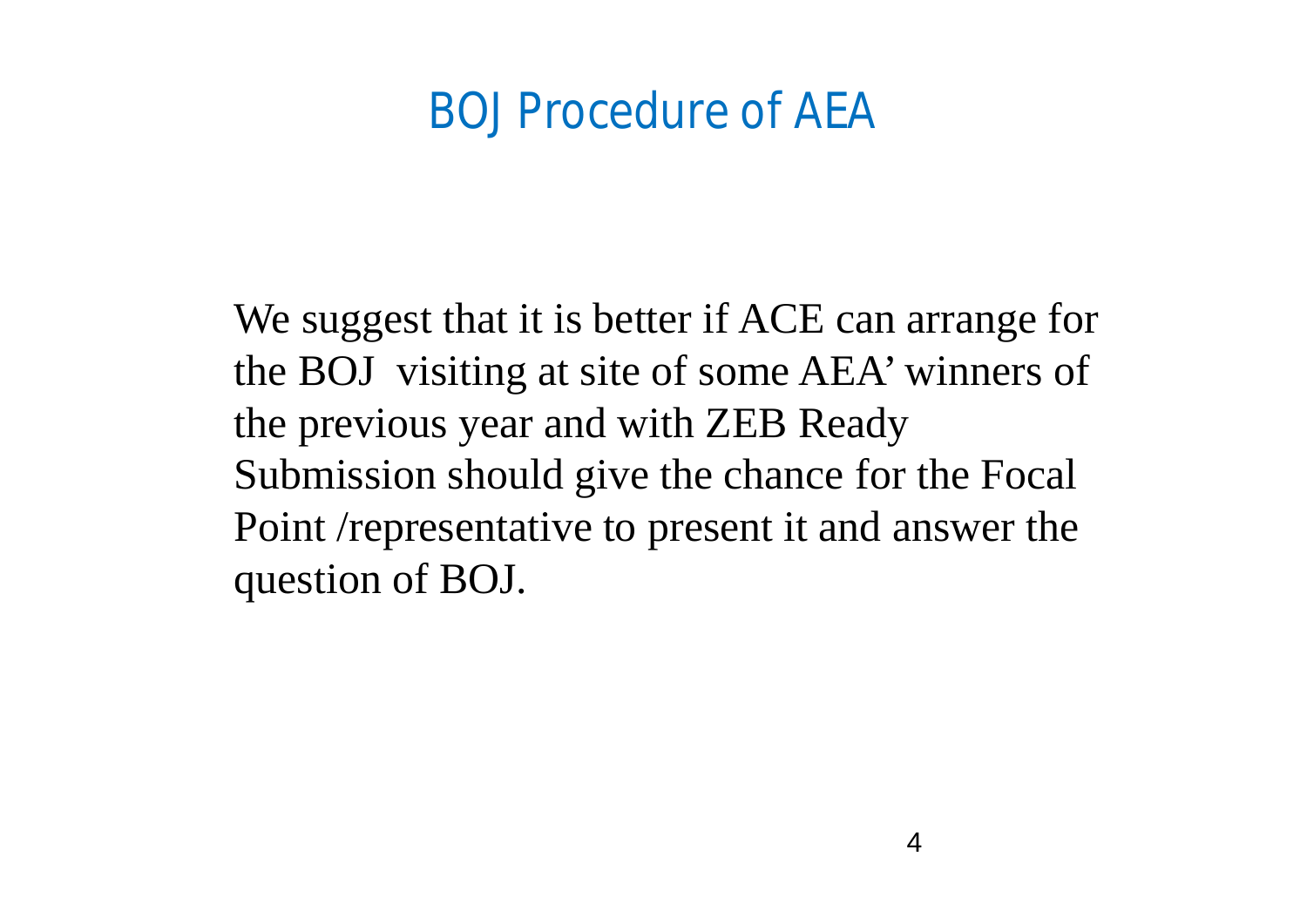# BOJ Procedure of AEA

We suggest that it is better if ACE can arrange for the BOJ  visiting at site of some AEA' winners of the previous year and with ZEB Ready Submission should give the chance for the Focal Point /representative to present it and answer the question of BOJ.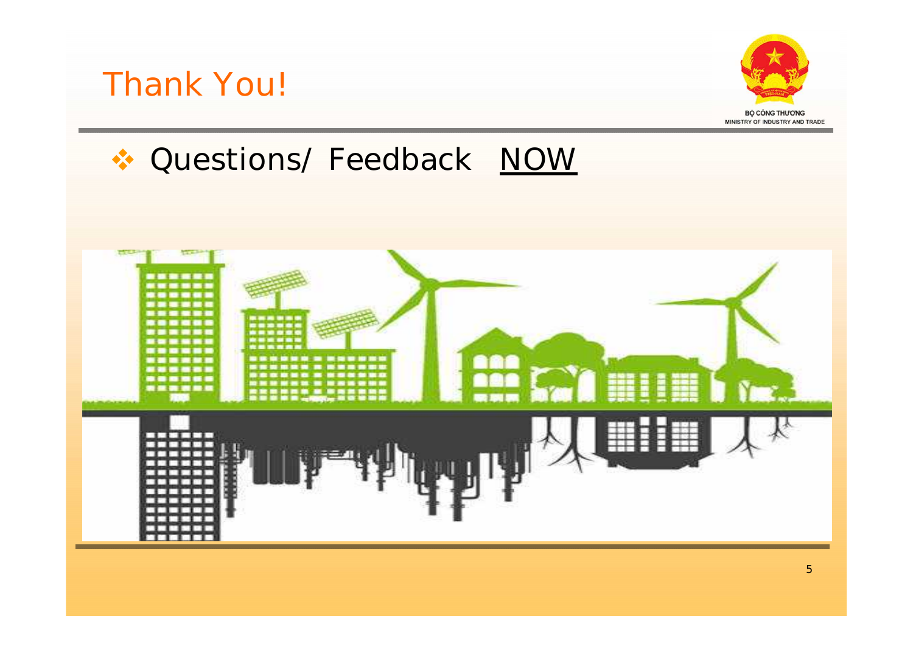# Thank You!

BỘ CÔNG THƯƠNG
MINISTRY OF INDUSTRY AND TRADE

- Questions/ Feedback NOW